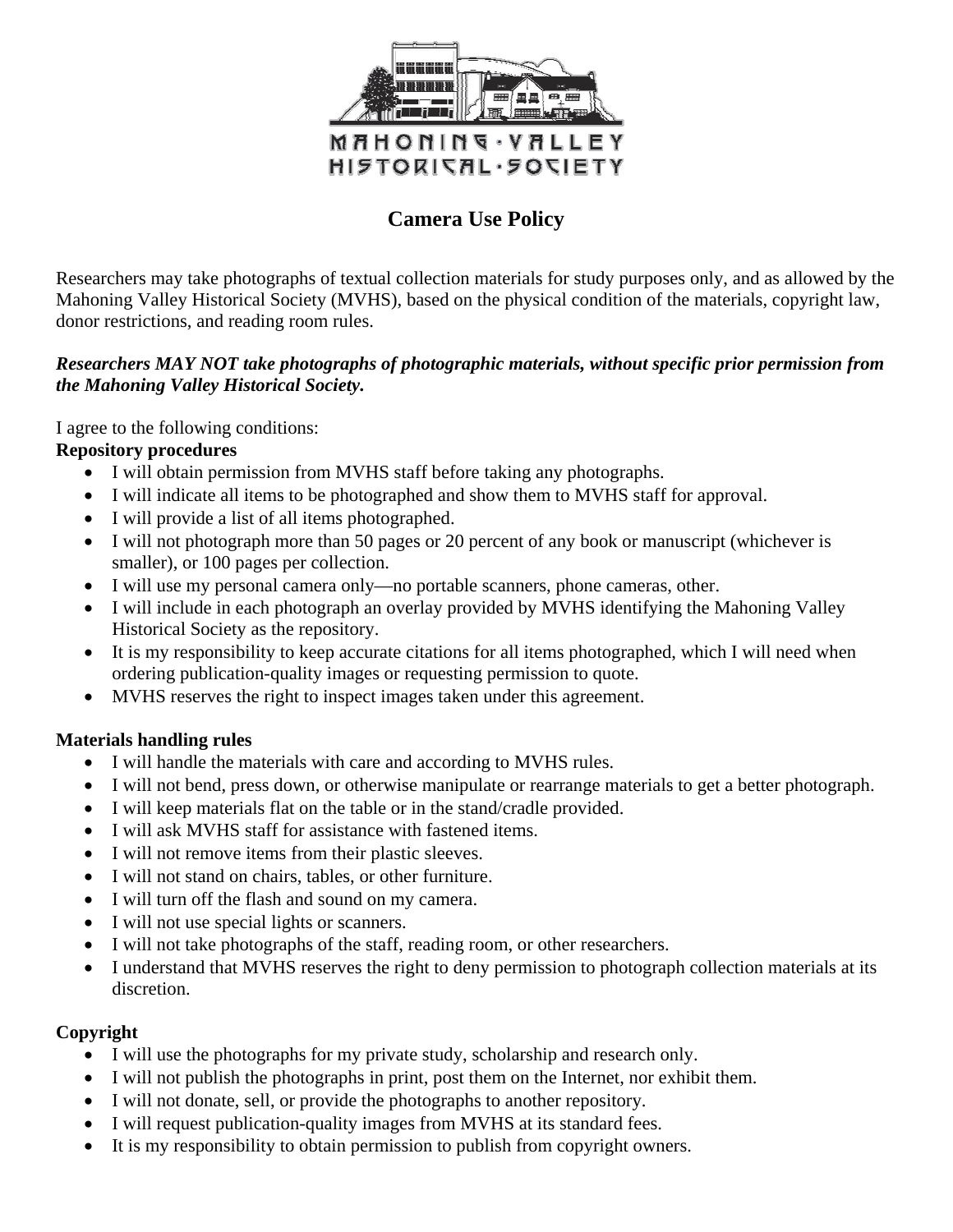MAHONING · VALLEY
HISTORICAL · SOCIETY

# Camera Use Policy

Researchers may take photographs of textual collection materials for study purposes only, and as allowed by the Mahoning Valley Historical Society (MVHS), based on the physical condition of the materials, copyright law, donor restrictions, and reading room rules.

***Researchers MAY NOT take photographs of photographic materials, without specific prior permission from the Mahoning Valley Historical Society.***

I agree to the following conditions:

**Repository procedures**

- I will obtain permission from MVHS staff before taking any photographs.
- I will indicate all items to be photographed and show them to MVHS staff for approval.
- I will provide a list of all items photographed.
- I will not photograph more than 50 pages or 20 percent of any book or manuscript (whichever is smaller), or 100 pages per collection.
- I will use my personal camera only—no portable scanners, phone cameras, other.
- I will include in each photograph an overlay provided by MVHS identifying the Mahoning Valley Historical Society as the repository.
- It is my responsibility to keep accurate citations for all items photographed, which I will need when ordering publication-quality images or requesting permission to quote.
- MVHS reserves the right to inspect images taken under this agreement.

**Materials handling rules**

- I will handle the materials with care and according to MVHS rules.
- I will not bend, press down, or otherwise manipulate or rearrange materials to get a better photograph.
- I will keep materials flat on the table or in the stand/cradle provided.
- I will ask MVHS staff for assistance with fastened items.
- I will not remove items from their plastic sleeves.
- I will not stand on chairs, tables, or other furniture.
- I will turn off the flash and sound on my camera.
- I will not use special lights or scanners.
- I will not take photographs of the staff, reading room, or other researchers.
- I understand that MVHS reserves the right to deny permission to photograph collection materials at its discretion.

**Copyright**

- I will use the photographs for my private study, scholarship and research only.
- I will not publish the photographs in print, post them on the Internet, nor exhibit them.
- I will not donate, sell, or provide the photographs to another repository.
- I will request publication-quality images from MVHS at its standard fees.
- It is my responsibility to obtain permission to publish from copyright owners.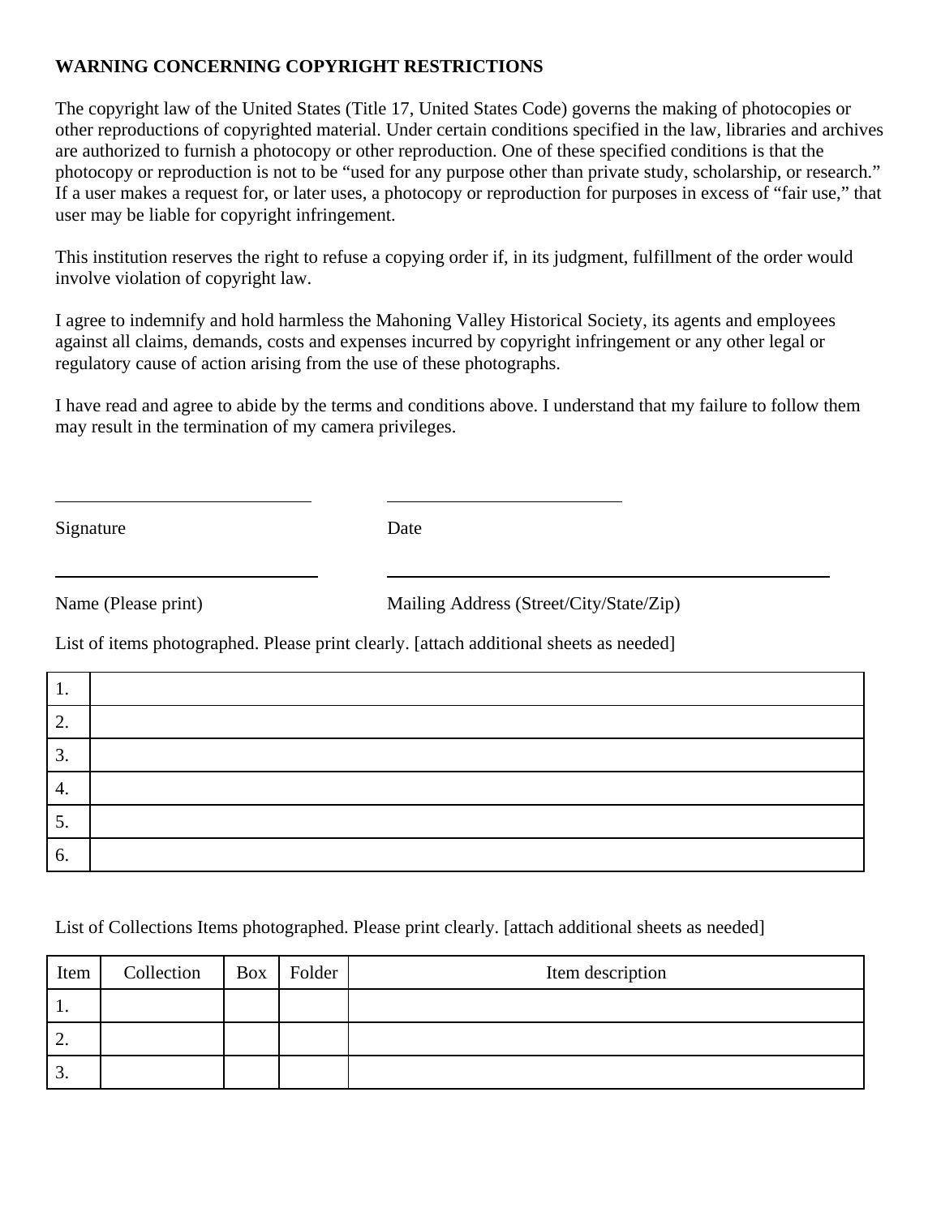**WARNING CONCERNING COPYRIGHT RESTRICTIONS**

The copyright law of the United States (Title 17, United States Code) governs the making of photocopies or other reproductions of copyrighted material. Under certain conditions specified in the law, libraries and archives are authorized to furnish a photocopy or other reproduction. One of these specified conditions is that the photocopy or reproduction is not to be "used for any purpose other than private study, scholarship, or research." If a user makes a request for, or later uses, a photocopy or reproduction for purposes in excess of "fair use," that user may be liable for copyright infringement.

This institution reserves the right to refuse a copying order if, in its judgment, fulfillment of the order would involve violation of copyright law.

I agree to indemnify and hold harmless the Mahoning Valley Historical Society, its agents and employees against all claims, demands, costs and expenses incurred by copyright infringement or any other legal or regulatory cause of action arising from the use of these photographs.

I have read and agree to abide by the terms and conditions above. I understand that my failure to follow them may result in the termination of my camera privileges.

______________________________ ______________________________

Signature Date

______________________________ ______________________________

Name (Please print) Mailing Address (Street/City/State/Zip)

List of items photographed. Please print clearly. [attach additional sheets as needed]

| | |
|---|---|
| 1. | |
| 2. | |
| 3. | |
| 4. | |
| 5. | |
| 6. | |

List of Collections Items photographed. Please print clearly. [attach additional sheets as needed]

| Item | Collection | Box | Folder | Item description |
|---|---|---|---|---|
| 1. | | | | |
| 2. | | | | |
| 3. | | | | |